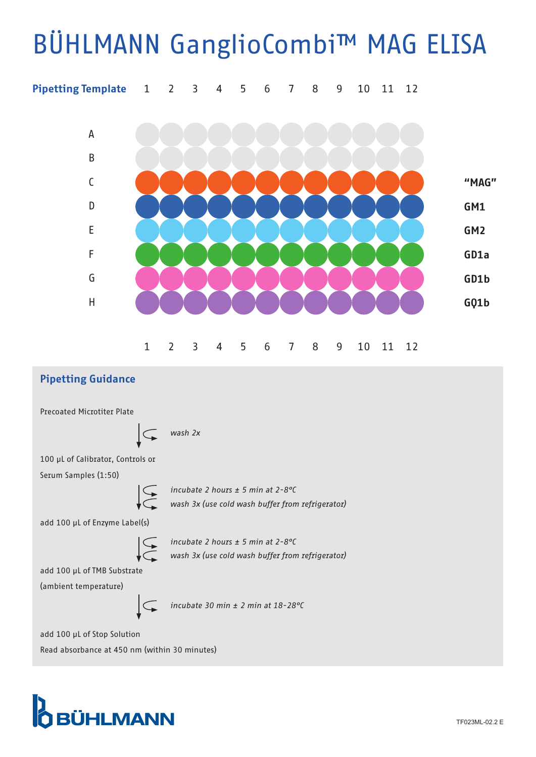# BÜHLMANN GanglioCombi™ MAG ELISA

## Pipetting Template

| | 1 | 2 | 3 | 4 | 5 | 6 | 7 | 8 | 9 | 10 | 11 | 12 | |
|---|---|---|---|---|---|---|---|---|---|---|---|---|---|
| A | | | | | | | | | | | | | |
| B | | | | | | | | | | | | | |
| C | | | | | | | | | | | | | **"MAG"** |
| D | | | | | | | | | | | | | **GM1** |
| E | | | | | | | | | | | | | **GM2** |
| F | | | | | | | | | | | | | **GD1a** |
| G | | | | | | | | | | | | | **GD1b** |
| H | | | | | | | | | | | | | **GQ1b** |

## Pipetting Guidance

Precoated Microtiter Plate

↓ *wash 2x*

100 µL of Calibrator, Controls or Serum Samples (1:50)

↓ *incubate 2 hours ± 5 min at 2-8°C*
*wash 3x (use cold wash buffer from refrigerator)*

add 100 µL of Enzyme Label(s)

↓ *incubate 2 hours ± 5 min at 2-8°C*
*wash 3x (use cold wash buffer from refrigerator)*

add 100 µL of TMB Substrate (ambient temperature)

↓ *incubate 30 min ± 2 min at 18-28°C*

add 100 µL of Stop Solution

Read absorbance at 450 nm (within 30 minutes)

BÜHLMANN

TF023ML-02.2 E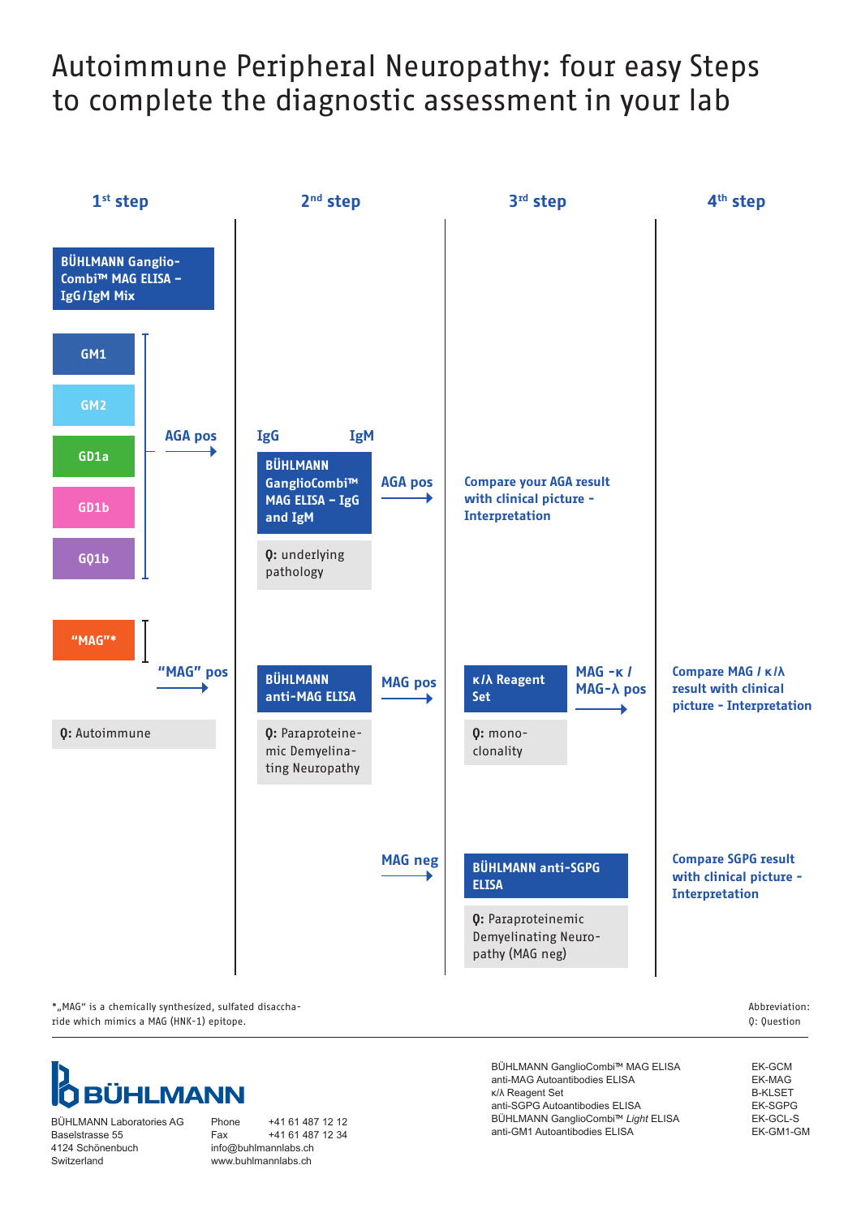# Autoimmune Peripheral Neuropathy: four easy Steps to complete the diagnostic assessment in your lab

## 1st step

**BÜHLMANN GanglioCombi™ MAG ELISA – IgG / IgM Mix**

- GM1
- GM2
- GD1a
- GD1b
- GQ1b

→ **AGA pos**

- "MAG"*

→ **"MAG" pos**

**Q:** Autoimmune

## 2nd step

**IgG** **IgM**

**BÜHLMANN GanglioCombi™ MAG ELISA – IgG and IgM**

**Q:** underlying pathology

→ **AGA pos**

**BÜHLMANN anti-MAG ELISA**

**Q:** Paraproteinemic Demyelinating Neuropathy

→ **MAG pos**

→ **MAG neg**

## 3rd step

**Compare your AGA result with clinical picture - Interpretation**

**κ/λ Reagent Set**

**Q:** monoclonality

→ **MAG -κ / MAG-λ pos**

**BÜHLMANN anti-SGPG ELISA**

**Q:** Paraproteinemic Demyelinating Neuropathy (MAG neg)

## 4th step

**Compare MAG / κ/λ result with clinical picture - Interpretation**

**Compare SGPG result with clinical picture - Interpretation**

---

*„MAG" is a chemically synthesized, sulfated disaccharide which mimics a MAG (HNK-1) epitope.

Abbreviation:
Q: Question

---

BÜHLMANN

BÜHLMANN Laboratories AG
Baselstrasse 55
4124 Schönenbuch
Switzerland

Phone +41 61 487 12 12
Fax +41 61 487 12 34
info@buhlmannlabs.ch
www.buhlmannlabs.ch

| | |
|---|---|
| BÜHLMANN GanglioCombi™ MAG ELISA | EK-GCM |
| anti-MAG Autoantibodies ELISA | EK-MAG |
| κ/λ Reagent Set | B-KLSET |
| anti-SGPG Autoantibodies ELISA | EK-SGPG |
| BÜHLMANN GanglioCombi™ *Light* ELISA | EK-GCL-S |
| anti-GM1 Autoantibodies ELISA | EK-GM1-GM |